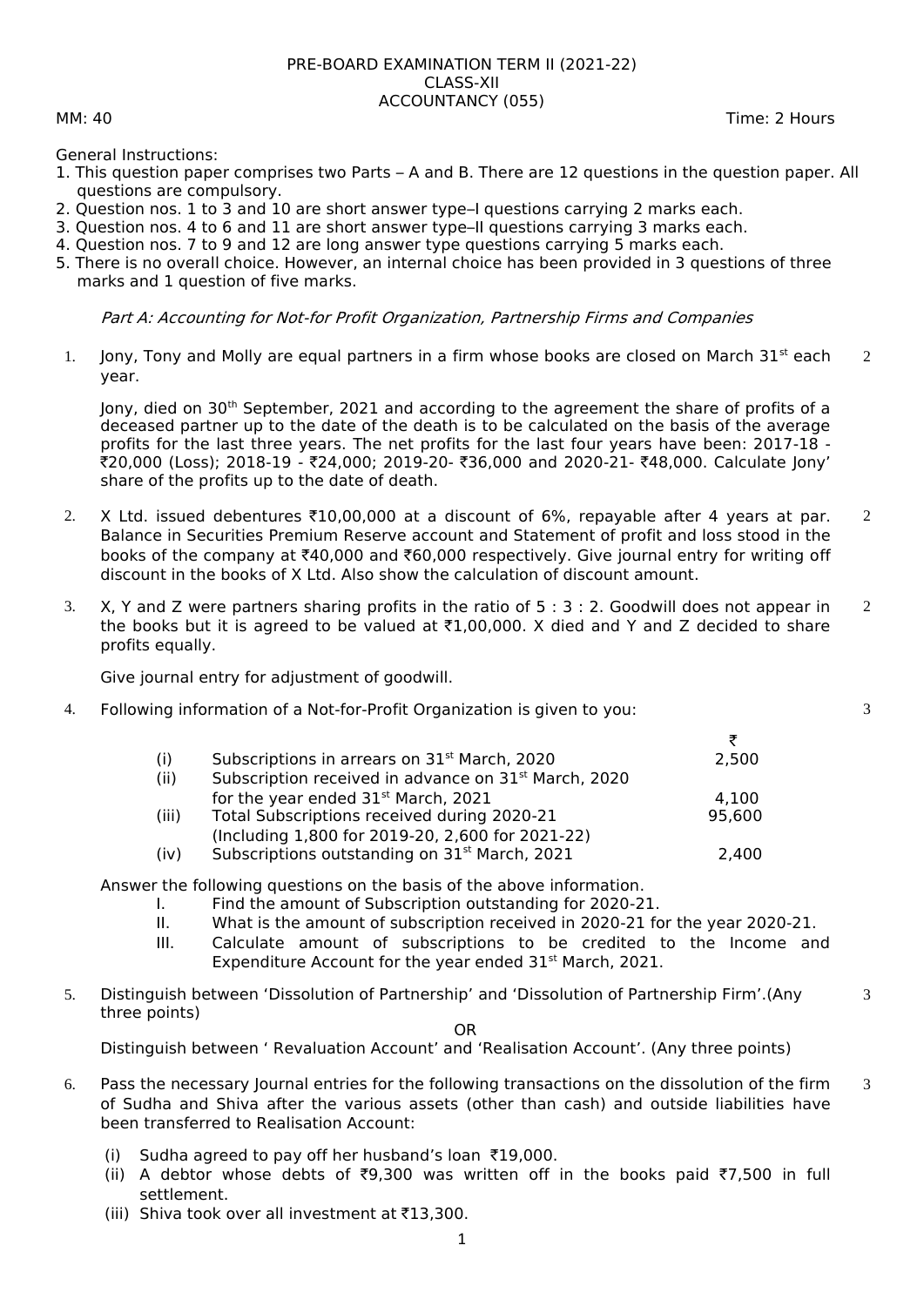# PRE-BOARD EXAMINATION TERM II (2021-22)
## CLASS-XII
## ACCOUNTANCY (055)

MM: 40 Time: 2 Hours

General Instructions:

1. This question paper comprises two Parts – A and B. There are 12 questions in the question paper. All questions are compulsory.
2. Question nos. 1 to 3 and 10 are short answer type–I questions carrying 2 marks each.
3. Question nos. 4 to 6 and 11 are short answer type–II questions carrying 3 marks each.
4. Question nos. 7 to 9 and 12 are long answer type questions carrying 5 marks each.
5. There is no overall choice. However, an internal choice has been provided in 3 questions of three marks and 1 question of five marks.

*Part A: Accounting for Not-for Profit Organization, Partnership Firms and Companies*

1. Jony, Tony and Molly are equal partners in a firm whose books are closed on March 31st each year. **(2)**

   Jony, died on 30th September, 2021 and according to the agreement the share of profits of a deceased partner up to the date of the death is to be calculated on the basis of the average profits for the last three years. The net profits for the last four years have been: 2017-18 - ₹20,000 (Loss); 2018-19 - ₹24,000; 2019-20- ₹36,000 and 2020-21- ₹48,000. Calculate Jony' share of the profits up to the date of death.

2. X Ltd. issued debentures ₹10,00,000 at a discount of 6%, repayable after 4 years at par. Balance in Securities Premium Reserve account and Statement of profit and loss stood in the books of the company at ₹40,000 and ₹60,000 respectively. Give journal entry for writing off discount in the books of X Ltd. Also show the calculation of discount amount. **(2)**

3. X, Y and Z were partners sharing profits in the ratio of 5 : 3 : 2. Goodwill does not appear in the books but it is agreed to be valued at ₹1,00,000. X died and Y and Z decided to share profits equally. **(2)**

   Give journal entry for adjustment of goodwill.

4. Following information of a Not-for-Profit Organization is given to you: **(3)**

|  |  | ₹ |
|---|---|---|
| (i) | Subscriptions in arrears on 31st March, 2020 | 2,500 |
| (ii) | Subscription received in advance on 31st March, 2020 for the year ended 31st March, 2021 | 4,100 |
| (iii) | Total Subscriptions received during 2020-21 (Including 1,800 for 2019-20, 2,600 for 2021-22) | 95,600 |
| (iv) | Subscriptions outstanding on 31st March, 2021 | 2,400 |

   Answer the following questions on the basis of the above information.

   I. Find the amount of Subscription outstanding for 2020-21.
   II. What is the amount of subscription received in 2020-21 for the year 2020-21.
   III. Calculate amount of subscriptions to be credited to the Income and Expenditure Account for the year ended 31st March, 2021.

5. Distinguish between 'Dissolution of Partnership' and 'Dissolution of Partnership Firm'.(Any three points) **(3)**

   OR

   Distinguish between ' Revaluation Account' and 'Realisation Account'. (Any three points)

6. Pass the necessary Journal entries for the following transactions on the dissolution of the firm of Sudha and Shiva after the various assets (other than cash) and outside liabilities have been transferred to Realisation Account: **(3)**

   (i) Sudha agreed to pay off her husband's loan ₹19,000.
   (ii) A debtor whose debts of ₹9,300 was written off in the books paid ₹7,500 in full settlement.
   (iii) Shiva took over all investment at ₹13,300.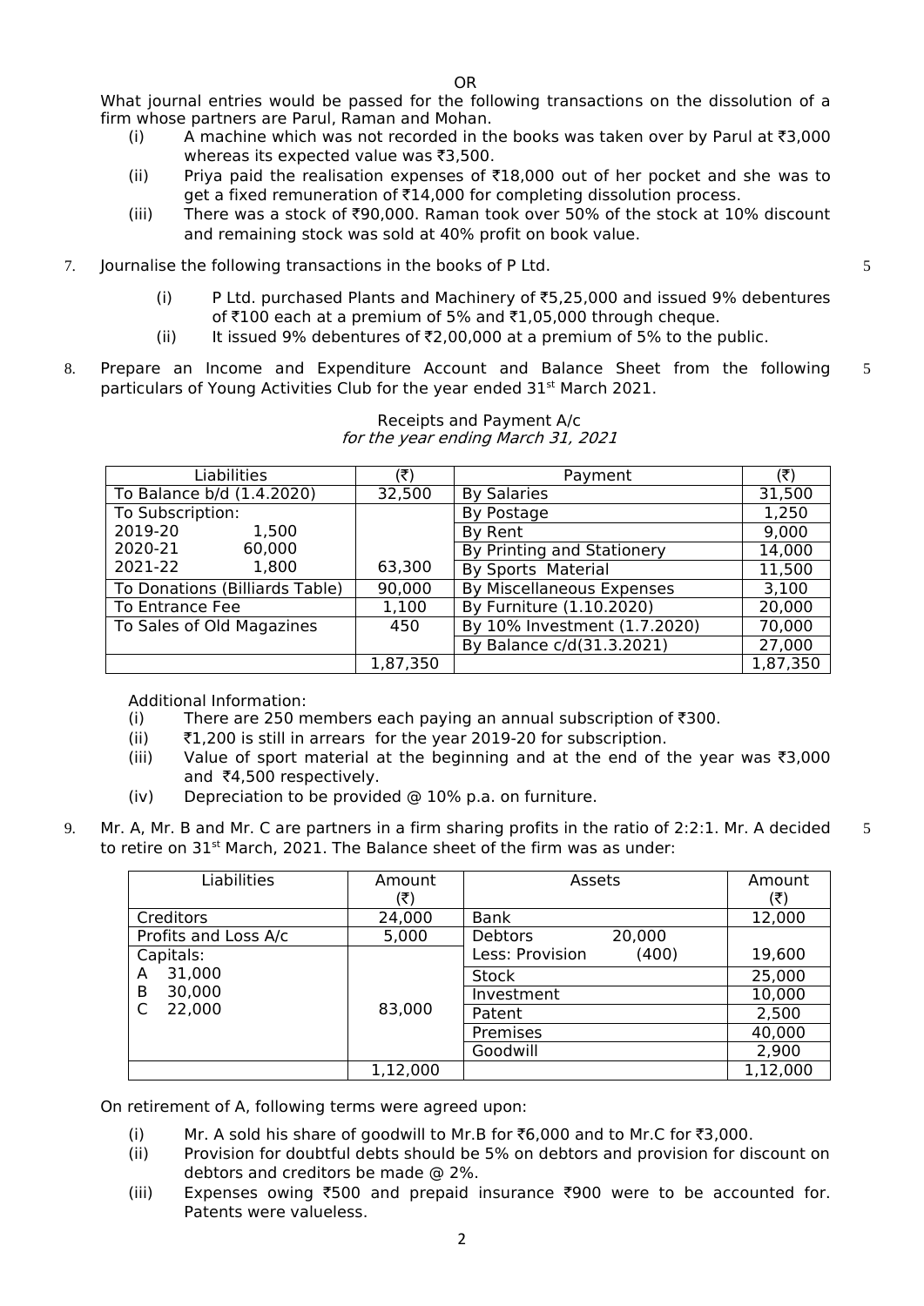OR

What journal entries would be passed for the following transactions on the dissolution of a firm whose partners are Parul, Raman and Mohan.

(i) A machine which was not recorded in the books was taken over by Parul at ₹3,000 whereas its expected value was ₹3,500.

(ii) Priya paid the realisation expenses of ₹18,000 out of her pocket and she was to get a fixed remuneration of ₹14,000 for completing dissolution process.

(iii) There was a stock of ₹90,000. Raman took over 50% of the stock at 10% discount and remaining stock was sold at 40% profit on book value.

7. Journalise the following transactions in the books of P Ltd. — 5

(i) P Ltd. purchased Plants and Machinery of ₹5,25,000 and issued 9% debentures of ₹100 each at a premium of 5% and ₹1,05,000 through cheque.

(ii) It issued 9% debentures of ₹2,00,000 at a premium of 5% to the public.

8. Prepare an Income and Expenditure Account and Balance Sheet from the following particulars of Young Activities Club for the year ended 31st March 2021. — 5

Receipts and Payment A/c
*for the year ending March 31, 2021*

| Liabilities | (₹) | Payment | (₹) |
|---|---|---|---|
| To Balance b/d (1.4.2020) | 32,500 | By Salaries | 31,500 |
| To Subscription: | | By Postage | 1,250 |
| 2019-20 1,500 | | By Rent | 9,000 |
| 2020-21 60,000 | | By Printing and Stationery | 14,000 |
| 2021-22 1,800 | 63,300 | By Sports Material | 11,500 |
| To Donations (Billiards Table) | 90,000 | By Miscellaneous Expenses | 3,100 |
| To Entrance Fee | 1,100 | By Furniture (1.10.2020) | 20,000 |
| To Sales of Old Magazines | 450 | By 10% Investment (1.7.2020) | 70,000 |
| | | By Balance c/d(31.3.2021) | 27,000 |
| | 1,87,350 | | 1,87,350 |

Additional Information:

(i) There are 250 members each paying an annual subscription of ₹300.

(ii) ₹1,200 is still in arrears for the year 2019-20 for subscription.

(iii) Value of sport material at the beginning and at the end of the year was ₹3,000 and ₹4,500 respectively.

(iv) Depreciation to be provided @ 10% p.a. on furniture.

9. Mr. A, Mr. B and Mr. C are partners in a firm sharing profits in the ratio of 2:2:1. Mr. A decided to retire on 31st March, 2021. The Balance sheet of the firm was as under: — 5

| Liabilities | Amount (₹) | Assets | Amount (₹) |
|---|---|---|---|
| Creditors | 24,000 | Bank | 12,000 |
| Profits and Loss A/c | 5,000 | Debtors 20,000 | |
| Capitals: | | Less: Provision (400) | 19,600 |
| A 31,000 | | Stock | 25,000 |
| B 30,000 | | Investment | 10,000 |
| C 22,000 | 83,000 | Patent | 2,500 |
| | | Premises | 40,000 |
| | | Goodwill | 2,900 |
| | 1,12,000 | | 1,12,000 |

On retirement of A, following terms were agreed upon:

(i) Mr. A sold his share of goodwill to Mr.B for ₹6,000 and to Mr.C for ₹3,000.

(ii) Provision for doubtful debts should be 5% on debtors and provision for discount on debtors and creditors be made @ 2%.

(iii) Expenses owing ₹500 and prepaid insurance ₹900 were to be accounted for. Patents were valueless.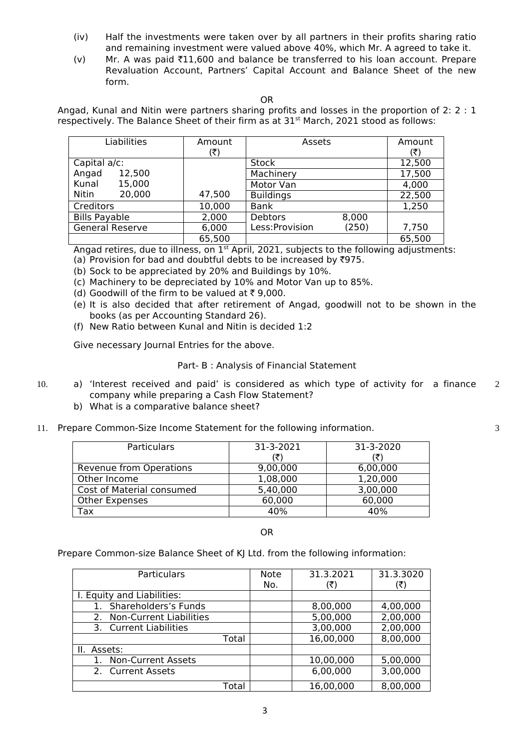(iv) Half the investments were taken over by all partners in their profits sharing ratio and remaining investment were valued above 40%, which Mr. A agreed to take it.

(v) Mr. A was paid ₹11,600 and balance be transferred to his loan account. Prepare Revaluation Account, Partners' Capital Account and Balance Sheet of the new form.

OR

Angad, Kunal and Nitin were partners sharing profits and losses in the proportion of 2: 2 : 1 respectively. The Balance Sheet of their firm as at 31st March, 2021 stood as follows:

| Liabilities | Amount (₹) | Assets | | Amount (₹) |
|---|---|---|---|---|
| Capital a/c: | | Stock | | 12,500 |
| Angad 12,500 | | Machinery | | 17,500 |
| Kunal 15,000 | | Motor Van | | 4,000 |
| Nitin 20,000 | 47,500 | Buildings | | 22,500 |
| Creditors | 10,000 | Bank | | 1,250 |
| Bills Payable | 2,000 | Debtors | 8,000 | |
| General Reserve | 6,000 | Less:Provision | (250) | 7,750 |
| | 65,500 | | | 65,500 |

Angad retires, due to illness, on 1st April, 2021, subjects to the following adjustments:

(a) Provision for bad and doubtful debts to be increased by ₹975.

(b) Sock to be appreciated by 20% and Buildings by 10%.

(c) Machinery to be depreciated by 10% and Motor Van up to 85%.

(d) Goodwill of the firm to be valued at ₹ 9,000.

(e) It is also decided that after retirement of Angad, goodwill not to be shown in the books (as per Accounting Standard 26).

(f) New Ratio between Kunal and Nitin is decided 1:2

Give necessary Journal Entries for the above.

## Part- B : Analysis of Financial Statement

10. a) 'Interest received and paid' is considered as which type of activity for a finance company while preparing a Cash Flow Statement? **2**

b) What is a comparative balance sheet?

11. Prepare Common-Size Income Statement for the following information. **3**

| Particulars | 31-3-2021 (₹) | 31-3-2020 (₹) |
|---|---|---|
| Revenue from Operations | 9,00,000 | 6,00,000 |
| Other Income | 1,08,000 | 1,20,000 |
| Cost of Material consumed | 5,40,000 | 3,00,000 |
| Other Expenses | 60,000 | 60,000 |
| Tax | 40% | 40% |

OR

Prepare Common-size Balance Sheet of KJ Ltd. from the following information:

| Particulars | Note No. | 31.3.2021 (₹) | 31.3.3020 (₹) |
|---|---|---|---|
| I. Equity and Liabilities: | | | |
| 1. Shareholders's Funds | | 8,00,000 | 4,00,000 |
| 2. Non-Current Liabilities | | 5,00,000 | 2,00,000 |
| 3. Current Liabilities | | 3,00,000 | 2,00,000 |
| Total | | 16,00,000 | 8,00,000 |
| II. Assets: | | | |
| 1. Non-Current Assets | | 10,00,000 | 5,00,000 |
| 2. Current Assets | | 6,00,000 | 3,00,000 |
| Total | | 16,00,000 | 8,00,000 |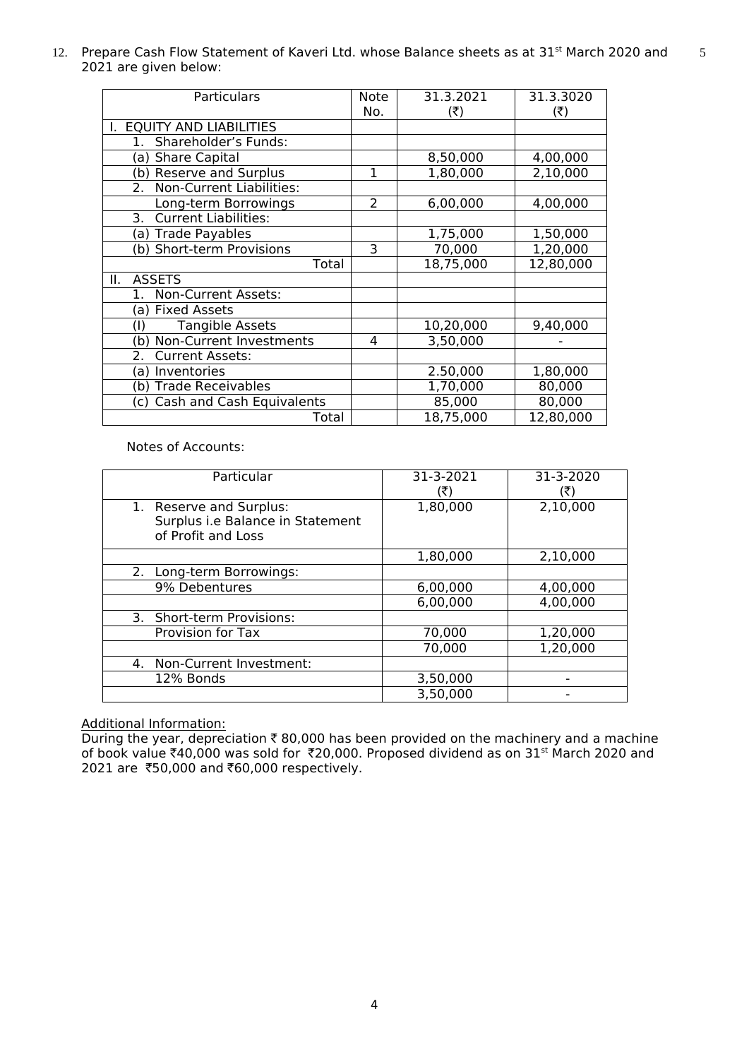12. Prepare Cash Flow Statement of Kaveri Ltd. whose Balance sheets as at 31st March 2020 and 2021 are given below: 5

| Particulars | Note No. | 31.3.2021 (₹) | 31.3.3020 (₹) |
|---|---|---|---|
| I. EQUITY AND LIABILITIES | | | |
| 1. Shareholder's Funds: | | | |
| (a) Share Capital | | 8,50,000 | 4,00,000 |
| (b) Reserve and Surplus | 1 | 1,80,000 | 2,10,000 |
| 2. Non-Current Liabilities: | | | |
| Long-term Borrowings | 2 | 6,00,000 | 4,00,000 |
| 3. Current Liabilities: | | | |
| (a) Trade Payables | | 1,75,000 | 1,50,000 |
| (b) Short-term Provisions | 3 | 70,000 | 1,20,000 |
| Total | | 18,75,000 | 12,80,000 |
| II. ASSETS | | | |
| 1. Non-Current Assets: | | | |
| (a) Fixed Assets | | | |
| (I) Tangible Assets | | 10,20,000 | 9,40,000 |
| (b) Non-Current Investments | 4 | 3,50,000 | - |
| 2. Current Assets: | | | |
| (a) Inventories | | 2.50,000 | 1,80,000 |
| (b) Trade Receivables | | 1,70,000 | 80,000 |
| (c) Cash and Cash Equivalents | | 85,000 | 80,000 |
| Total | | 18,75,000 | 12,80,000 |

Notes of Accounts:

| Particular | 31-3-2021 (₹) | 31-3-2020 (₹) |
|---|---|---|
| 1. Reserve and Surplus: Surplus i.e Balance in Statement of Profit and Loss | 1,80,000 | 2,10,000 |
| | 1,80,000 | 2,10,000 |
| 2. Long-term Borrowings: | | |
| 9% Debentures | 6,00,000 | 4,00,000 |
| | 6,00,000 | 4,00,000 |
| 3. Short-term Provisions: | | |
| Provision for Tax | 70,000 | 1,20,000 |
| | 70,000 | 1,20,000 |
| 4. Non-Current Investment: | | |
| 12% Bonds | 3,50,000 | - |
| | 3,50,000 | - |

Additional Information:

During the year, depreciation ₹ 80,000 has been provided on the machinery and a machine of book value ₹40,000 was sold for ₹20,000. Proposed dividend as on 31st March 2020 and 2021 are ₹50,000 and ₹60,000 respectively.